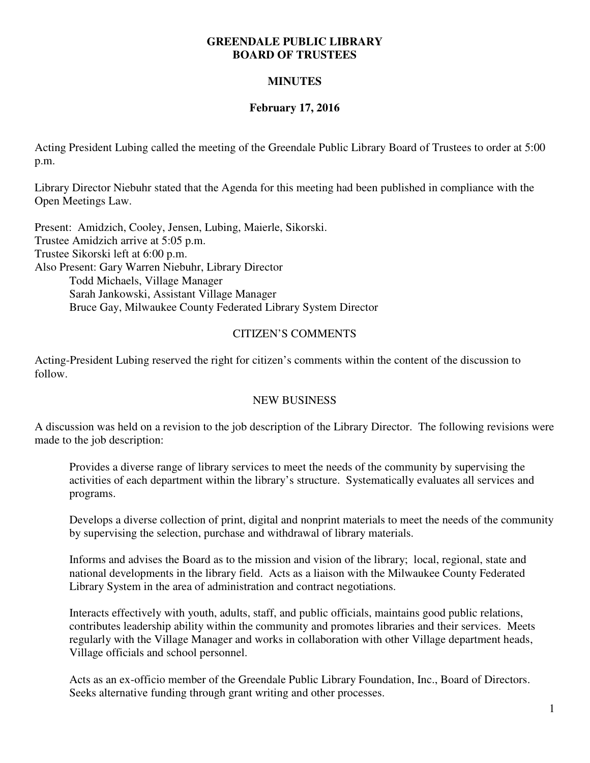**GREENDALE PUBLIC LIBRARY**
**BOARD OF TRUSTEES**

**MINUTES**

**February 17, 2016**

Acting President Lubing called the meeting of the Greendale Public Library Board of Trustees to order at 5:00 p.m.

Library Director Niebuhr stated that the Agenda for this meeting had been published in compliance with the Open Meetings Law.

Present: Amidzich, Cooley, Jensen, Lubing, Maierle, Sikorski.
Trustee Amidzich arrive at 5:05 p.m.
Trustee Sikorski left at 6:00 p.m.
Also Present: Gary Warren Niebuhr, Library Director
Todd Michaels, Village Manager
Sarah Jankowski, Assistant Village Manager
Bruce Gay, Milwaukee County Federated Library System Director

CITIZEN'S COMMENTS

Acting-President Lubing reserved the right for citizen's comments within the content of the discussion to follow.

NEW BUSINESS

A discussion was held on a revision to the job description of the Library Director. The following revisions were made to the job description:

> Provides a diverse range of library services to meet the needs of the community by supervising the activities of each department within the library's structure. Systematically evaluates all services and programs.
>
> Develops a diverse collection of print, digital and nonprint materials to meet the needs of the community by supervising the selection, purchase and withdrawal of library materials.
>
> Informs and advises the Board as to the mission and vision of the library; local, regional, state and national developments in the library field. Acts as a liaison with the Milwaukee County Federated Library System in the area of administration and contract negotiations.
>
> Interacts effectively with youth, adults, staff, and public officials, maintains good public relations, contributes leadership ability within the community and promotes libraries and their services. Meets regularly with the Village Manager and works in collaboration with other Village department heads, Village officials and school personnel.
>
> Acts as an ex-officio member of the Greendale Public Library Foundation, Inc., Board of Directors. Seeks alternative funding through grant writing and other processes.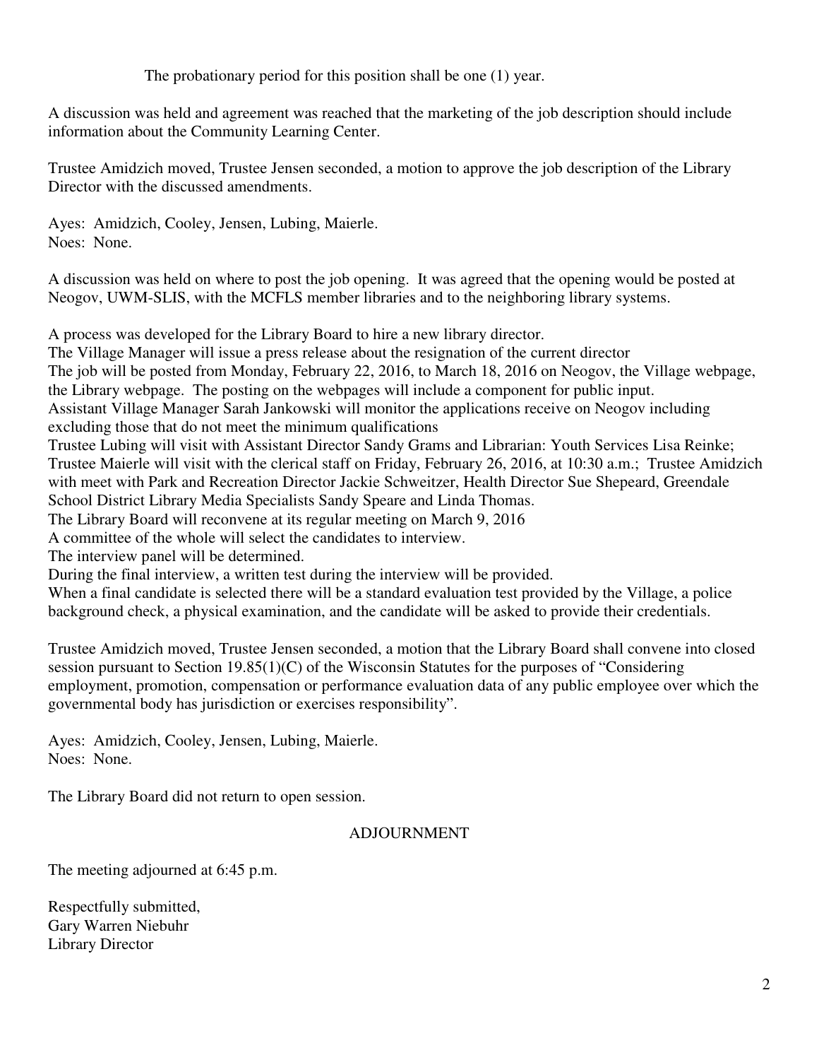The probationary period for this position shall be one (1) year.

A discussion was held and agreement was reached that the marketing of the job description should include information about the Community Learning Center.

Trustee Amidzich moved, Trustee Jensen seconded, a motion to approve the job description of the Library Director with the discussed amendments.

Ayes: Amidzich, Cooley, Jensen, Lubing, Maierle.
Noes: None.

A discussion was held on where to post the job opening. It was agreed that the opening would be posted at Neogov, UWM-SLIS, with the MCFLS member libraries and to the neighboring library systems.

A process was developed for the Library Board to hire a new library director.
The Village Manager will issue a press release about the resignation of the current director
The job will be posted from Monday, February 22, 2016, to March 18, 2016 on Neogov, the Village webpage, the Library webpage. The posting on the webpages will include a component for public input.
Assistant Village Manager Sarah Jankowski will monitor the applications receive on Neogov including excluding those that do not meet the minimum qualifications
Trustee Lubing will visit with Assistant Director Sandy Grams and Librarian: Youth Services Lisa Reinke; Trustee Maierle will visit with the clerical staff on Friday, February 26, 2016, at 10:30 a.m.; Trustee Amidzich with meet with Park and Recreation Director Jackie Schweitzer, Health Director Sue Shepeard, Greendale School District Library Media Specialists Sandy Speare and Linda Thomas.
The Library Board will reconvene at its regular meeting on March 9, 2016
A committee of the whole will select the candidates to interview.
The interview panel will be determined.
During the final interview, a written test during the interview will be provided.
When a final candidate is selected there will be a standard evaluation test provided by the Village, a police background check, a physical examination, and the candidate will be asked to provide their credentials.

Trustee Amidzich moved, Trustee Jensen seconded, a motion that the Library Board shall convene into closed session pursuant to Section 19.85(1)(C) of the Wisconsin Statutes for the purposes of "Considering employment, promotion, compensation or performance evaluation data of any public employee over which the governmental body has jurisdiction or exercises responsibility".

Ayes: Amidzich, Cooley, Jensen, Lubing, Maierle.
Noes: None.

The Library Board did not return to open session.

## ADJOURNMENT

The meeting adjourned at 6:45 p.m.

Respectfully submitted,
Gary Warren Niebuhr
Library Director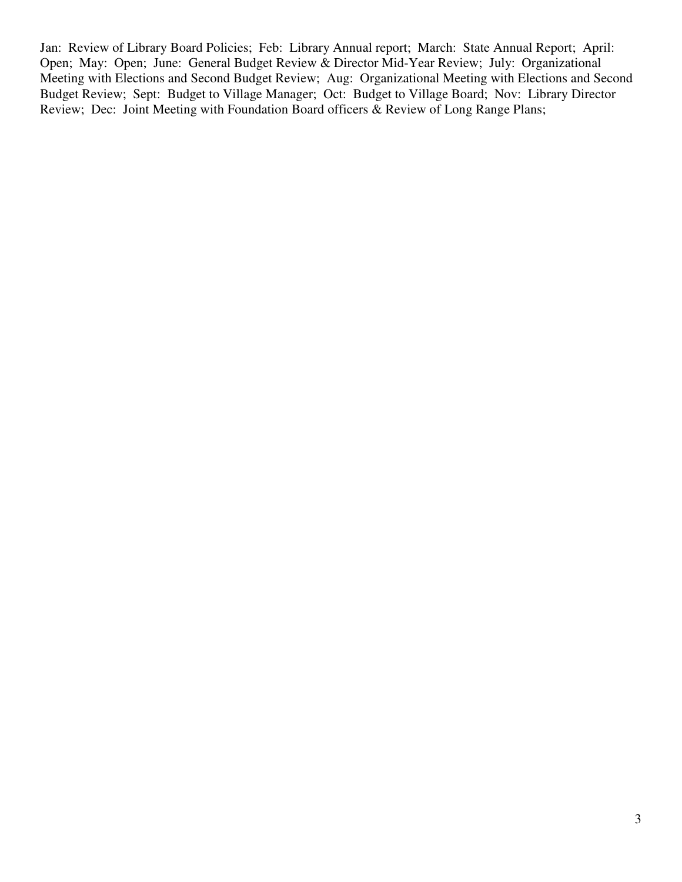Jan: Review of Library Board Policies; Feb: Library Annual report; March: State Annual Report; April: Open; May: Open; June: General Budget Review & Director Mid-Year Review; July: Organizational Meeting with Elections and Second Budget Review; Aug: Organizational Meeting with Elections and Second Budget Review; Sept: Budget to Village Manager; Oct: Budget to Village Board; Nov: Library Director Review; Dec: Joint Meeting with Foundation Board officers & Review of Long Range Plans;